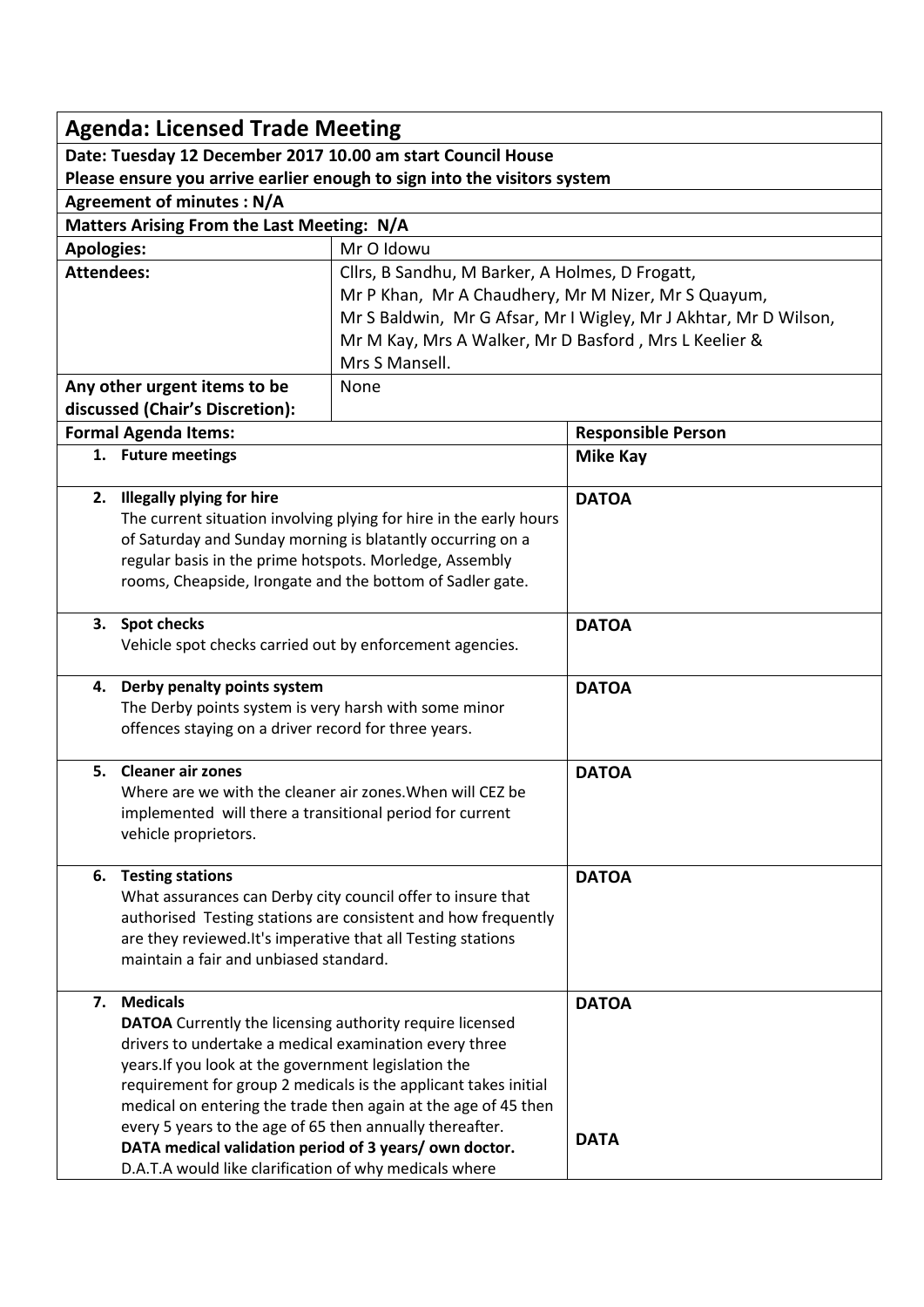| Agenda: Licensed Trade Meeting | | |
|---|---|---|
| **Date: Tuesday 12 December 2017 10.00 am start Council House** | | |
| **Please ensure you arrive earlier enough to sign into the visitors system** | | |
| **Agreement of minutes : N/A** | | |
| **Matters Arising From the Last Meeting: N/A** | | |
| **Apologies:** | Mr O Idowu | |
| **Attendees:** | Cllrs, B Sandhu, M Barker, A Holmes, D Frogatt, Mr P Khan, Mr A Chaudhery, Mr M Nizer, Mr S Quayum, Mr S Baldwin, Mr G Afsar, Mr I Wigley, Mr J Akhtar, Mr D Wilson, Mr M Kay, Mrs A Walker, Mr D Basford , Mrs L Keelier & Mrs S Mansell. | |
| **Any other urgent items to be discussed (Chair's Discretion):** | None | |
| **Formal Agenda Items:** | | **Responsible Person** |
| **1. Future meetings** | | **Mike Kay** |
| **2. Illegally plying for hire** The current situation involving plying for hire in the early hours of Saturday and Sunday morning is blatantly occurring on a regular basis in the prime hotspots. Morledge, Assembly rooms, Cheapside, Irongate and the bottom of Sadler gate. | | **DATOA** |
| **3. Spot checks** Vehicle spot checks carried out by enforcement agencies. | | **DATOA** |
| **4. Derby penalty points system** The Derby points system is very harsh with some minor offences staying on a driver record for three years. | | **DATOA** |
| **5. Cleaner air zones** Where are we with the cleaner air zones.When will CEZ be implemented will there a transitional period for current vehicle proprietors. | | **DATOA** |
| **6. Testing stations** What assurances can Derby city council offer to insure that authorised Testing stations are consistent and how frequently are they reviewed.It's imperative that all Testing stations maintain a fair and unbiased standard. | | **DATOA** |
| **7. Medicals** **DATOA** Currently the licensing authority require licensed drivers to undertake a medical examination every three years.If you look at the government legislation the requirement for group 2 medicals is the applicant takes initial medical on entering the trade then again at the age of 45 then every 5 years to the age of 65 then annually thereafter. **DATA medical validation period of 3 years/ own doctor.** D.A.T.A would like clarification of why medicals where | | **DATOA** **DATA** |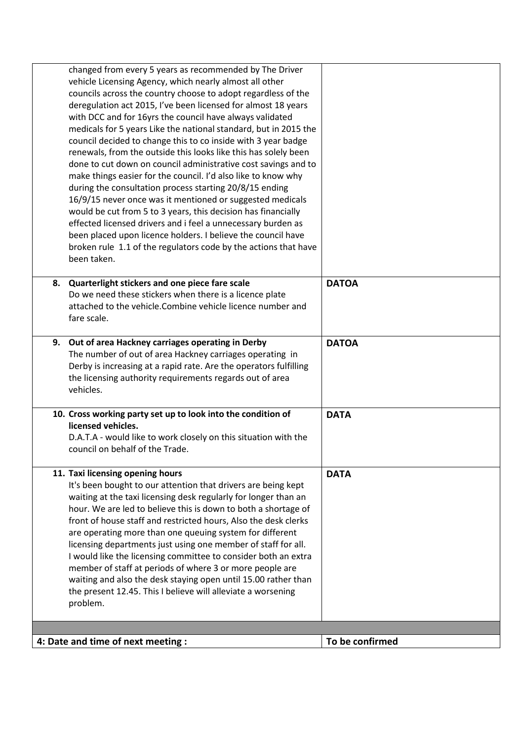| | |
|---|---|
| changed from every 5 years as recommended by The Driver vehicle Licensing Agency, which nearly almost all other councils across the country choose to adopt regardless of the deregulation act 2015, I've been licensed for almost 18 years with DCC and for 16yrs the council have always validated medicals for 5 years Like the national standard, but in 2015 the council decided to change this to co inside with 3 year badge renewals, from the outside this looks like this has solely been done to cut down on council administrative cost savings and to make things easier for the council. I'd also like to know why during the consultation process starting 20/8/15 ending 16/9/15 never once was it mentioned or suggested medicals would be cut from 5 to 3 years, this decision has financially effected licensed drivers and i feel a unnecessary burden as been placed upon licence holders. I believe the council have broken rule 1.1 of the regulators code by the actions that have been taken. | |
| **8. Quarterlight stickers and one piece fare scale**<br>Do we need these stickers when there is a licence plate attached to the vehicle.Combine vehicle licence number and fare scale. | **DATOA** |
| **9. Out of area Hackney carriages operating in Derby**<br>The number of out of area Hackney carriages operating in Derby is increasing at a rapid rate. Are the operators fulfilling the licensing authority requirements regards out of area vehicles. | **DATOA** |
| **10. Cross working party set up to look into the condition of licensed vehicles.**<br>D.A.T.A - would like to work closely on this situation with the council on behalf of the Trade. | **DATA** |
| **11. Taxi licensing opening hours**<br>It's been bought to our attention that drivers are being kept waiting at the taxi licensing desk regularly for longer than an hour. We are led to believe this is down to both a shortage of front of house staff and restricted hours, Also the desk clerks are operating more than one queuing system for different licensing departments just using one member of staff for all. I would like the licensing committee to consider both an extra member of staff at periods of where 3 or more people are waiting and also the desk staying open until 15.00 rather than the present 12.45. This I believe will alleviate a worsening problem. | **DATA** |
| | |
| **4: Date and time of next meeting :** | **To be confirmed** |